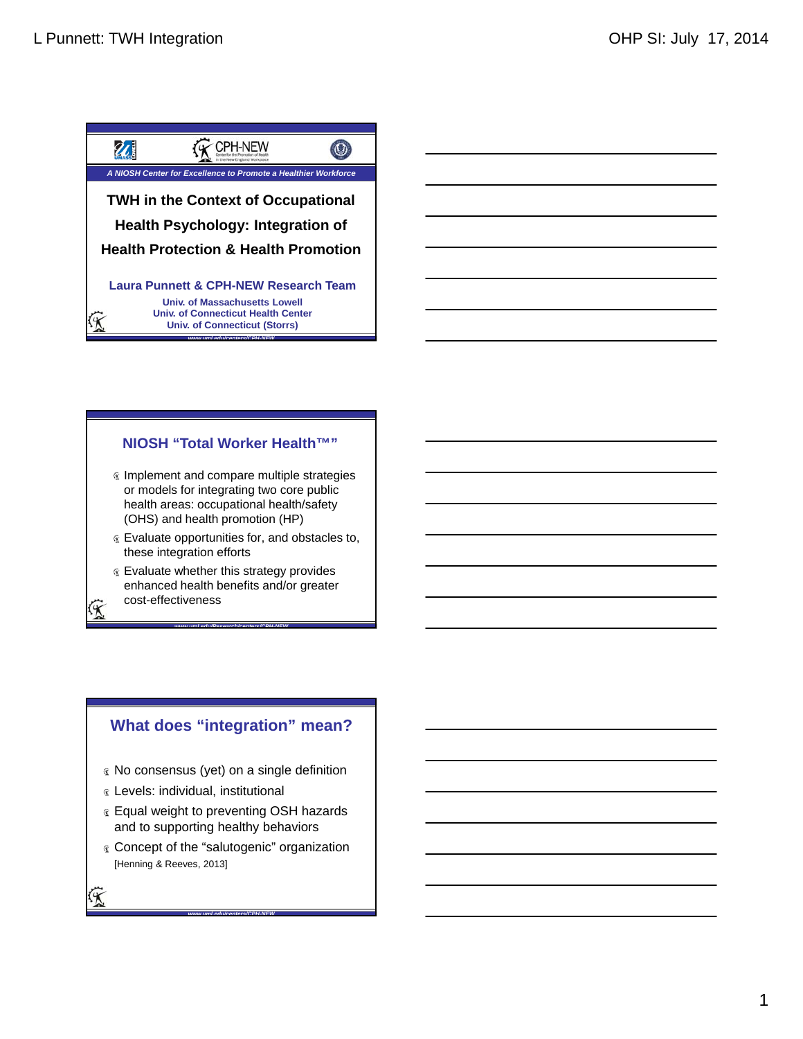CPH-NEW

*A NIOSH Center for Excellence to Promote a Healthier Workforce*

# TWH in the Context of Occupational Health Psychology: Integration of Health Protection & Health Promotion

**Laura Punnett & CPH-NEW Research Team**

**Univ. of Massachusetts Lowell**
**Univ. of Connecticut Health Center**
**Univ. of Connecticut (Storrs)**

www.uml.edu/centers/CPH-NEW

## NIOSH "Total Worker Health™"

- Implement and compare multiple strategies or models for integrating two core public health areas: occupational health/safety (OHS) and health promotion (HP)
- Evaluate opportunities for, and obstacles to, these integration efforts
- Evaluate whether this strategy provides enhanced health benefits and/or greater cost-effectiveness

www.uml.edu/Research/centers/CPH-NEW

## What does "integration" mean?

- No consensus (yet) on a single definition
- Levels: individual, institutional
- Equal weight to preventing OSH hazards and to supporting healthy behaviors
- Concept of the "salutogenic" organization [Henning & Reeves, 2013]

www.uml.edu/centers/CPH-NEW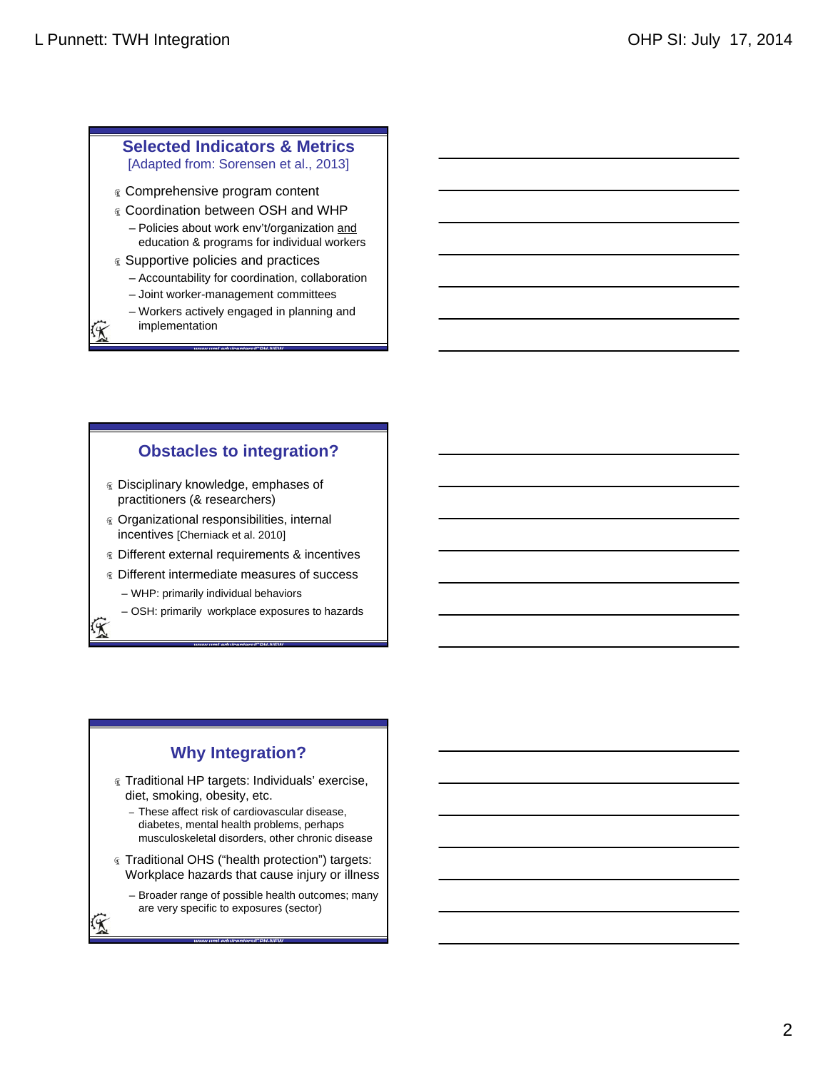## Selected Indicators & Metrics

[Adapted from: Sorensen et al., 2013]

- Comprehensive program content
- Coordination between OSH and WHP
  - Policies about work env't/organization <u>and</u> education & programs for individual workers
- Supportive policies and practices
  - Accountability for coordination, collaboration
  - Joint worker-management committees
  - Workers actively engaged in planning and implementation

## Obstacles to integration?

- Disciplinary knowledge, emphases of practitioners (& researchers)
- Organizational responsibilities, internal incentives [Cherniack et al. 2010]
- Different external requirements & incentives
- Different intermediate measures of success
  - WHP: primarily individual behaviors
  - OSH: primarily workplace exposures to hazards

## Why Integration?

- Traditional HP targets: Individuals' exercise, diet, smoking, obesity, etc.
  - These affect risk of cardiovascular disease, diabetes, mental health problems, perhaps musculoskeletal disorders, other chronic disease
- Traditional OHS ("health protection") targets: Workplace hazards that cause injury or illness
  - Broader range of possible health outcomes; many are very specific to exposures (sector)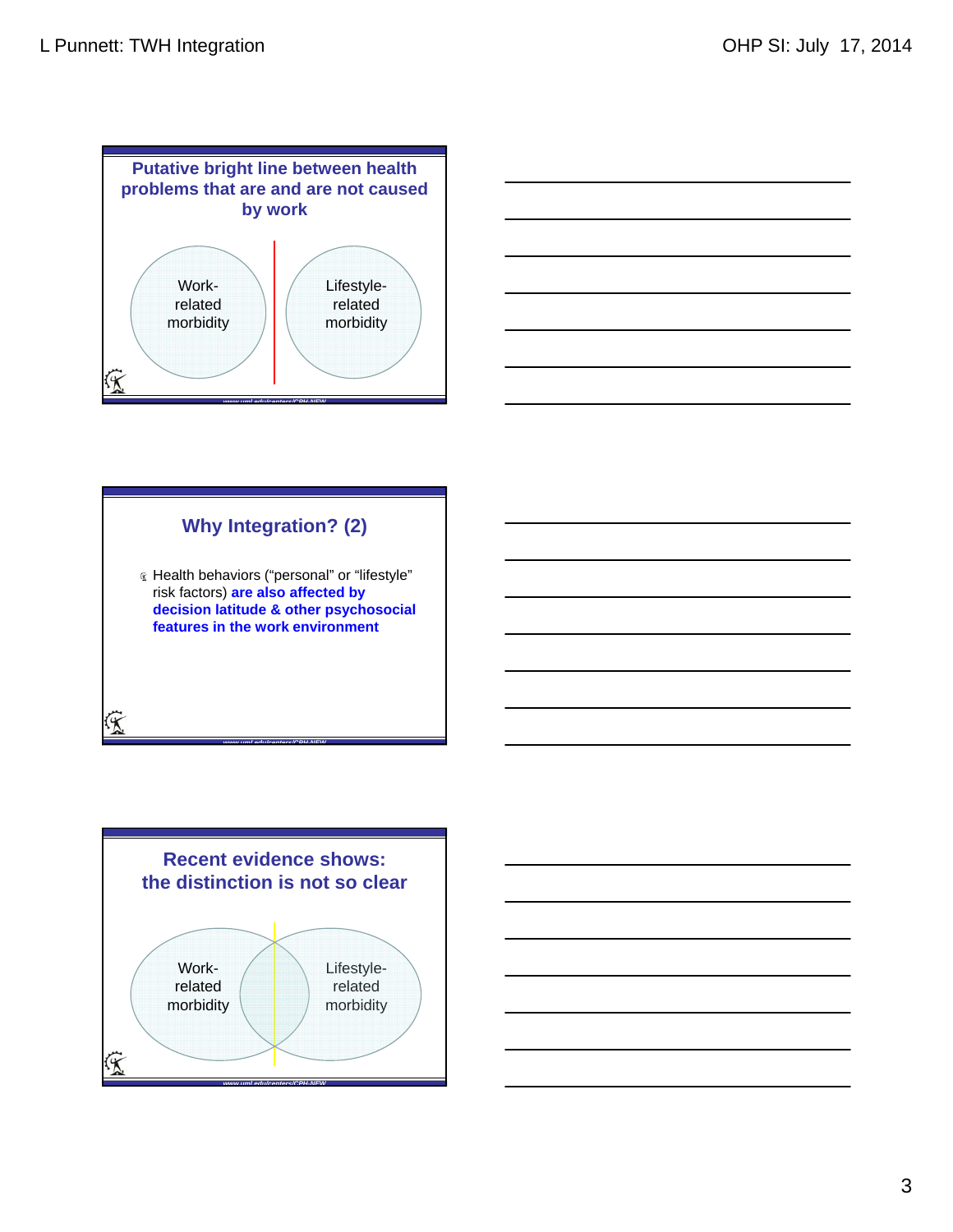## Putative bright line between health problems that are and are not caused by work

Work-related morbidity

Lifestyle-related morbidity

## Why Integration? (2)

- Health behaviors ("personal" or "lifestyle" risk factors) **are also affected by decision latitude & other psychosocial features in the work environment**

## Recent evidence shows: the distinction is not so clear

Work-related morbidity

Lifestyle-related morbidity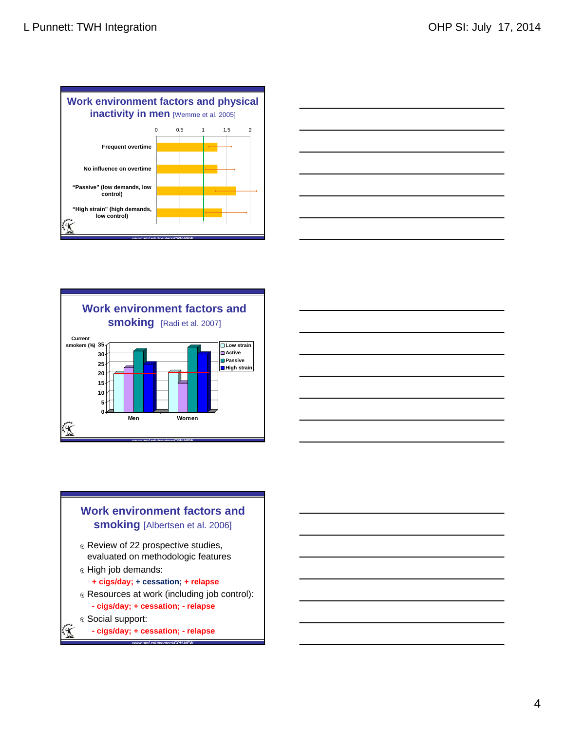## Work environment factors and physical inactivity in men [Wemme et al. 2005]

| | 0 | 0.5 | 1 | 1.5 | 2 |
|---|---|---|---|---|---|
| Frequent overtime | | | | | |
| No influence on overtime | | | | | |
| "Passive" (low demands, low control) | | | | | |
| "High strain" (high demands, low control) | | | | | |

www.uml.edu/centers/CPH-NEW

## Work environment factors and smoking [Radi et al. 2007]

Current smokers (%)

35, 30, 25, 20, 15, 10, 5, 0

Men, Women

- Low strain
- Active
- Passive
- High strain

www.uml.edu/centers/CPH-NEW

## Work environment factors and smoking [Albertsen et al. 2006]

- Review of 22 prospective studies, evaluated on methodologic features
- High job demands:
  - **+ cigs/day; + cessation; + relapse**
- Resources at work (including job control):
  - **- cigs/day; + cessation; - relapse**
- Social support:
  - **- cigs/day; + cessation; - relapse**

www.uml.edu/centers/CPH-NEW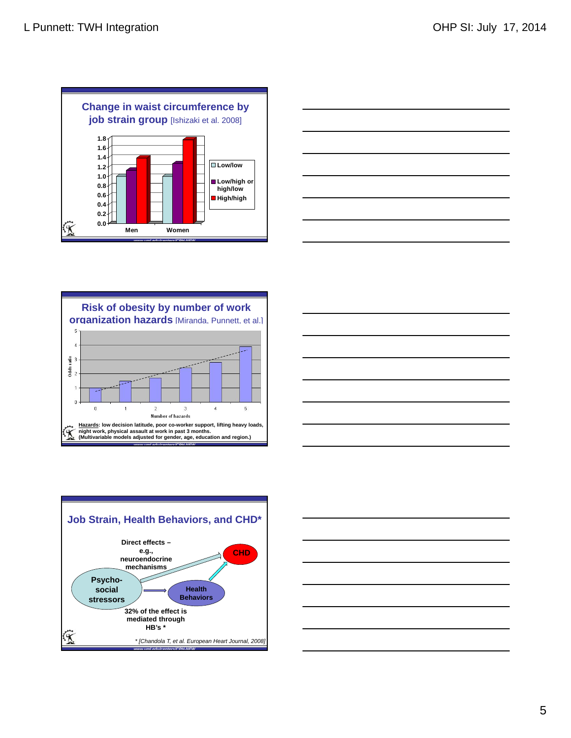## Change in waist circumference by job strain group [Ishizaki et al. 2008]

| | Low/low | Low/high or high/low | High/high |
|---|---|---|---|
| Men | 1.0 | 1.13 | 1.38 |
| Women | 1.0 | 1.25 | 1.78 |

## Risk of obesity by number of work organization hazards [Miranda, Punnett, et al.]

| Number of hazards | 0 | 1 | 2 | 3 | 4 | 5 |
|---|---|---|---|---|---|---|
| Odds ratio | 1.0 | 1.5 | 1.7 | 2.4 | 2.8 | 3.9 |

**Hazards**: low decision latitude, poor co-worker support, lifting heavy loads, night work, physical assault at work in past 3 months. (Multivariable models adjusted for gender, age, education and region.)

## Job Strain, Health Behaviors, and CHD*

Psycho-social stressors → CHD: Direct effects – e.g., neuroendocrine mechanisms

Psycho-social stressors → Health Behaviors → CHD

32% of the effect is mediated through HB's *

*\* [Chandola T, et al. European Heart Journal, 2008]*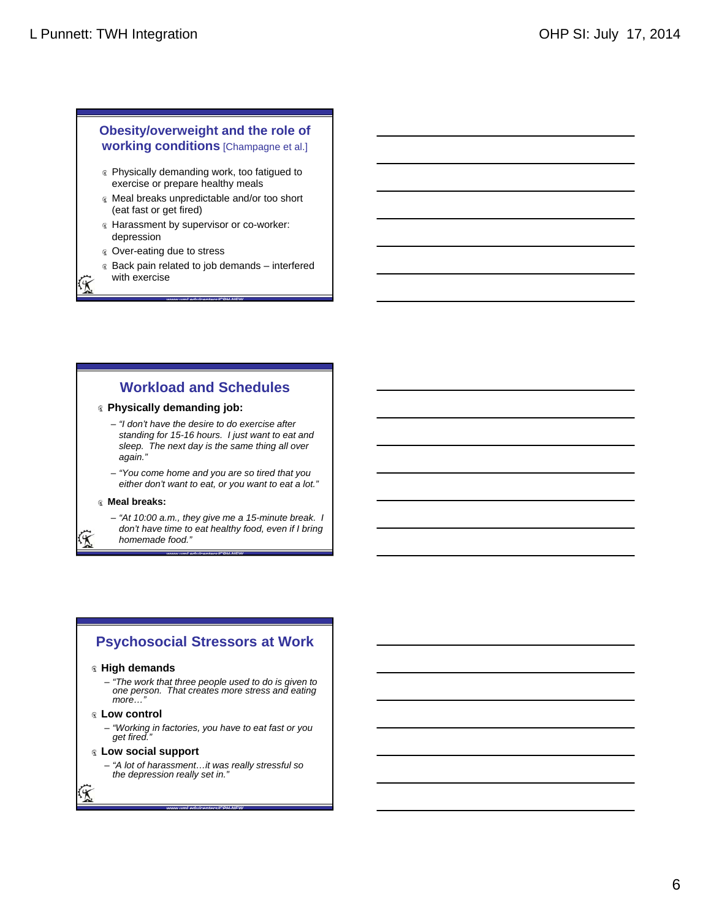## Obesity/overweight and the role of working conditions [Champagne et al.]

- Physically demanding work, too fatigued to exercise or prepare healthy meals
- Meal breaks unpredictable and/or too short (eat fast or get fired)
- Harassment by supervisor or co-worker: depression
- Over-eating due to stress
- Back pain related to job demands – interfered with exercise

## Workload and Schedules

- **Physically demanding job:**
  - *"I don't have the desire to do exercise after standing for 15-16 hours. I just want to eat and sleep. The next day is the same thing all over again."*
  - *"You come home and you are so tired that you either don't want to eat, or you want to eat a lot."*
- **Meal breaks:**
  - *"At 10:00 a.m., they give me a 15-minute break. I don't have time to eat healthy food, even if I bring homemade food."*

## Psychosocial Stressors at Work

- **High demands**
  - *"The work that three people used to do is given to one person. That creates more stress and eating more…"*
- **Low control**
  - *"Working in factories, you have to eat fast or you get fired."*
- **Low social support**
  - *"A lot of harassment…it was really stressful so the depression really set in."*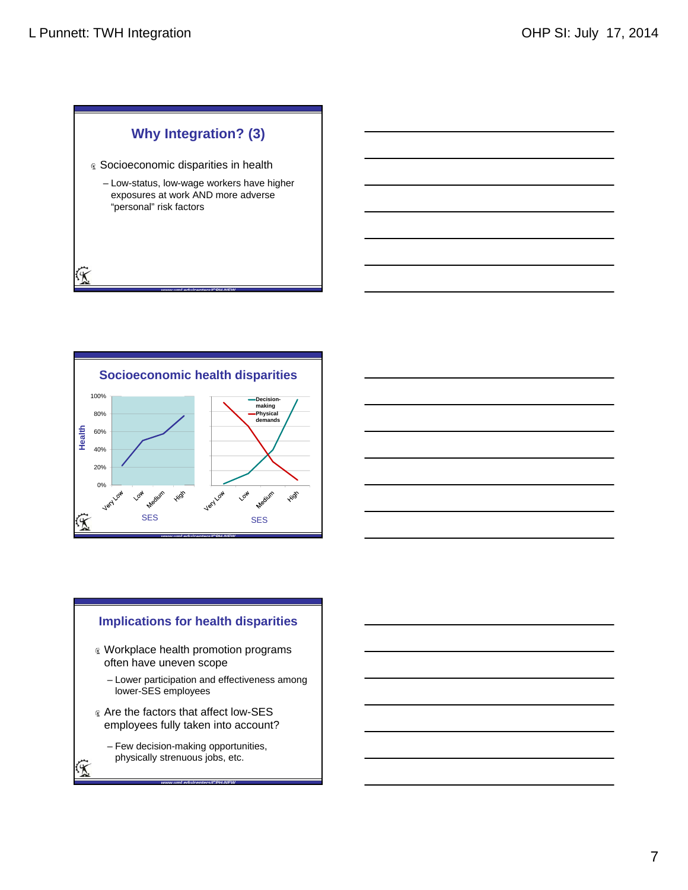## Why Integration? (3)

- Socioeconomic disparities in health
  - Low-status, low-wage workers have higher exposures at work AND more adverse "personal" risk factors

## Socioeconomic health disparities

Health

100%
80%
60%
40%
20%
0%

Very Low, Low, Medium, High

SES

Decision-making
Physical demands

Very Low, Low, Medium, High

SES

## Implications for health disparities

- Workplace health promotion programs often have uneven scope
  - Lower participation and effectiveness among lower-SES employees
- Are the factors that affect low-SES employees fully taken into account?
  - Few decision-making opportunities, physically strenuous jobs, etc.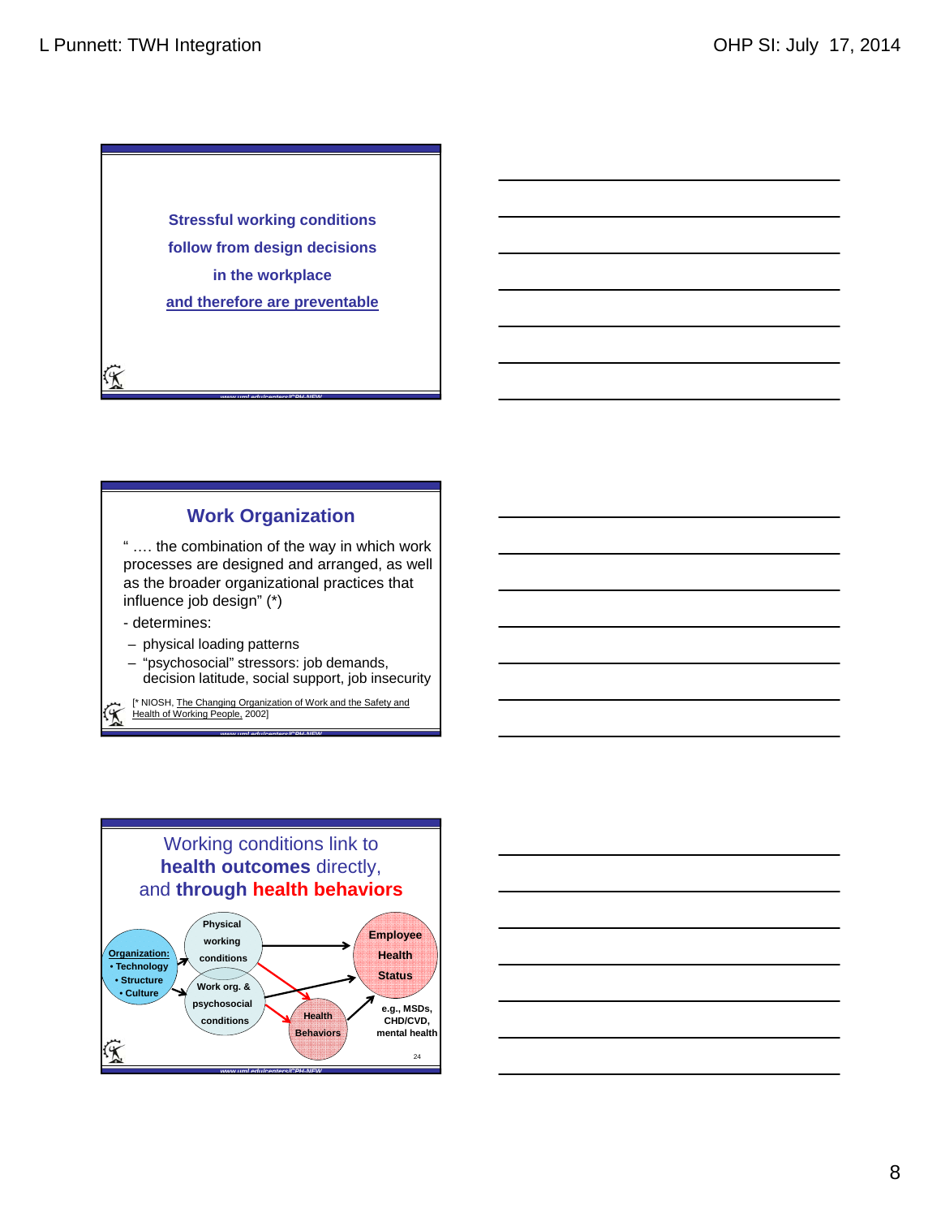**Stressful working conditions follow from design decisions in the workplace and therefore are preventable**

## Work Organization

" …. the combination of the way in which work processes are designed and arranged, as well as the broader organizational practices that influence job design" (*)

- determines:
  - physical loading patterns
  - "psychosocial" stressors: job demands, decision latitude, social support, job insecurity

[* NIOSH, The Changing Organization of Work and the Safety and Health of Working People, 2002]

## Working conditions link to **health outcomes** directly, and **through health behaviors**

Organization:
- Technology
- Structure
- Culture

Physical working conditions

Work org. & psychosocial conditions

Health Behaviors

Employee Health Status

e.g., MSDs, CHD/CVD, mental health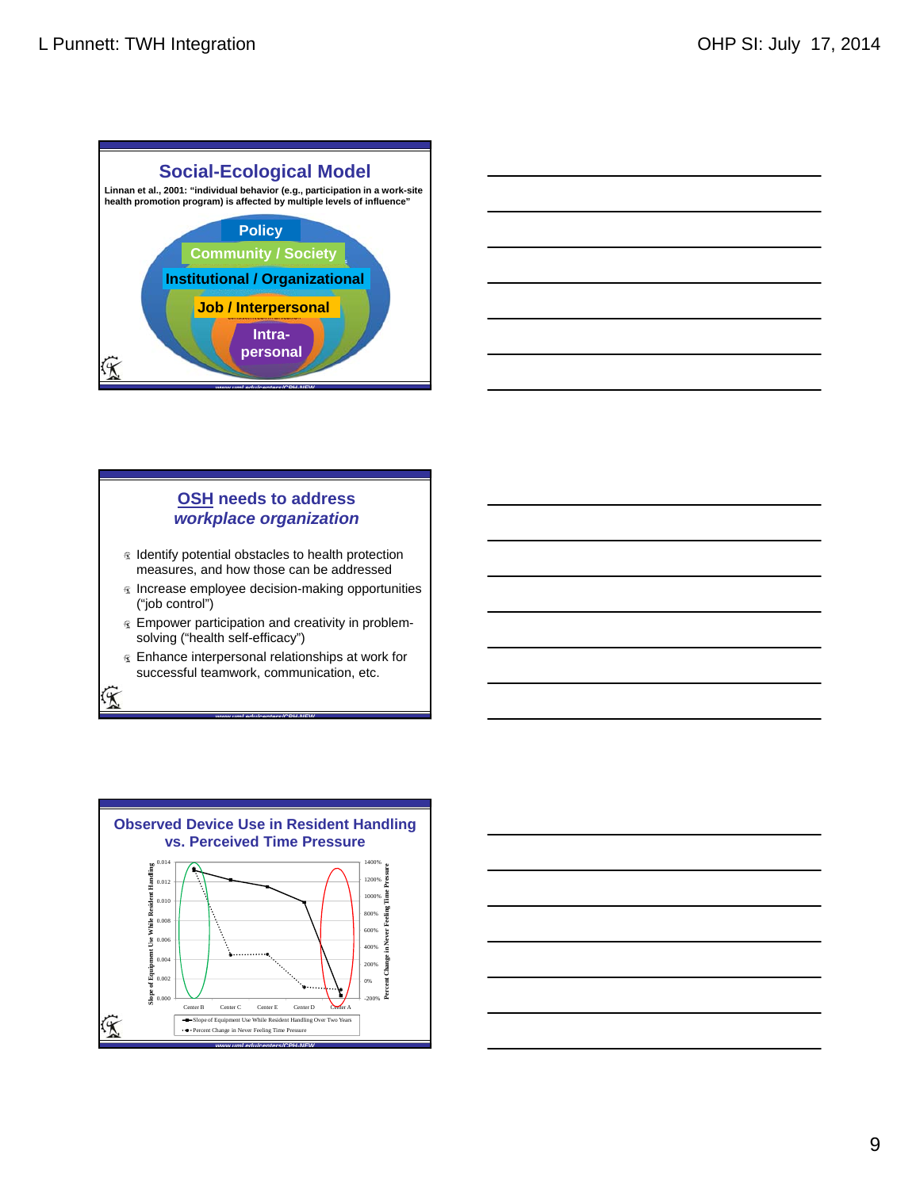## Social-Ecological Model

**Linnan et al., 2001: "individual behavior (e.g., participation in a work-site health promotion program) is affected by multiple levels of influence"**

- Policy
- Community / Society
- Institutional / Organizational
- Job / Interpersonal
- Intra-personal

www.uml.edu/centers/CPH-NEW

## OSH needs to address *workplace organization*

- Identify potential obstacles to health protection measures, and how those can be addressed
- Increase employee decision-making opportunities ("job control")
- Empower participation and creativity in problem-solving ("health self-efficacy")
- Enhance interpersonal relationships at work for successful teamwork, communication, etc.

www.uml.edu/centers/CPH-NEW

## Observed Device Use in Resident Handling vs. Perceived Time Pressure

Slope of Equipment Use While Resident Handling (0.000–0.014); Percent Change in Never Feeling Time Pressure (-200%–1400%)

Center B, Center C, Center E, Center D, Center A

- Slope of Equipment Use While Resident Handling Over Two Years
- Percent Change in Never Feeling Time Pressure

www.uml.edu/centers/CPH-NEW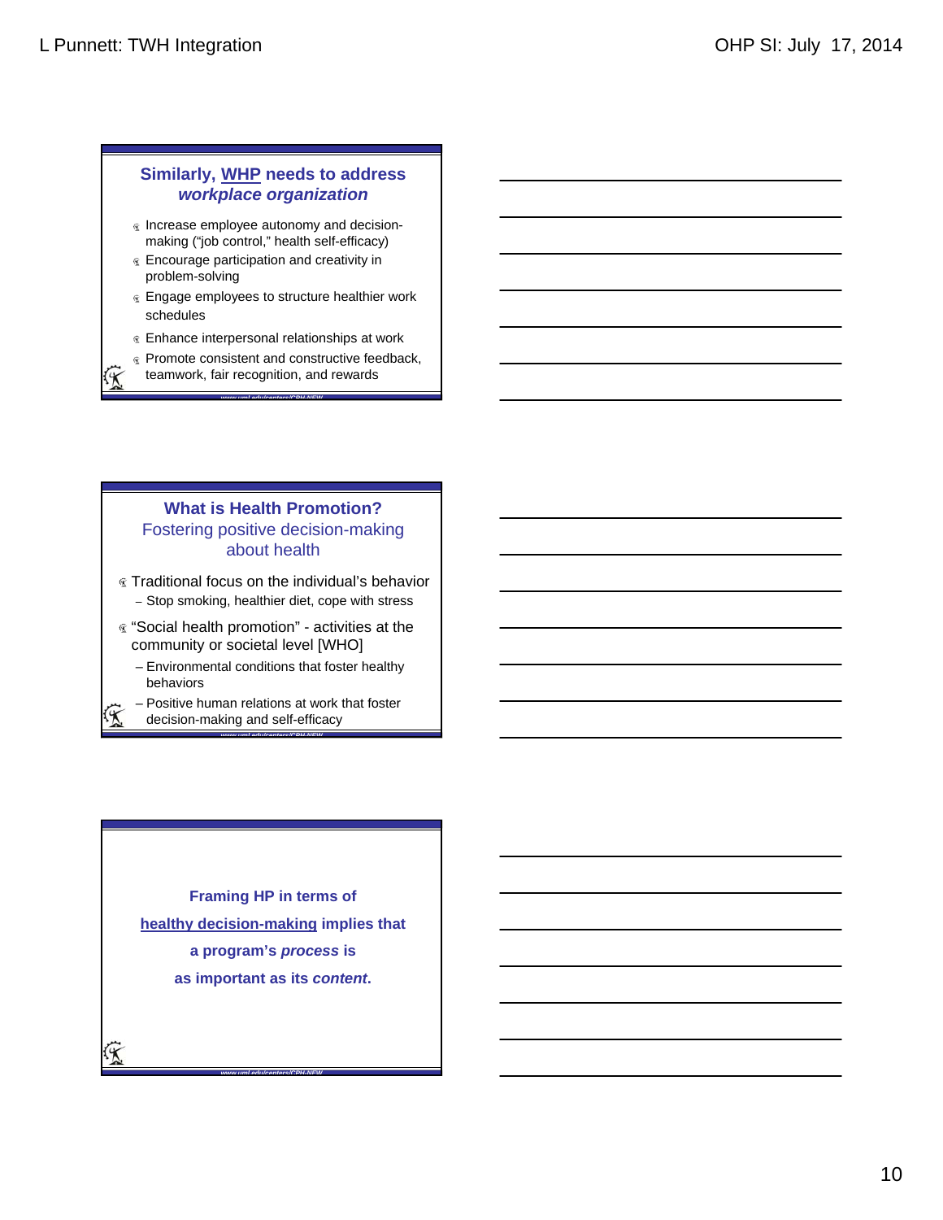## Similarly, WHP needs to address *workplace organization*

- Increase employee autonomy and decision-making ("job control," health self-efficacy)
- Encourage participation and creativity in problem-solving
- Engage employees to structure healthier work schedules
- Enhance interpersonal relationships at work
- Promote consistent and constructive feedback, teamwork, fair recognition, and rewards

## What is Health Promotion?

Fostering positive decision-making about health

- Traditional focus on the individual's behavior
  - Stop smoking, healthier diet, cope with stress
- "Social health promotion" - activities at the community or societal level [WHO]
  - Environmental conditions that foster healthy behaviors
  - Positive human relations at work that foster decision-making and self-efficacy

**Framing HP in terms of healthy decision-making implies that a program's *process* is as important as its *content*.**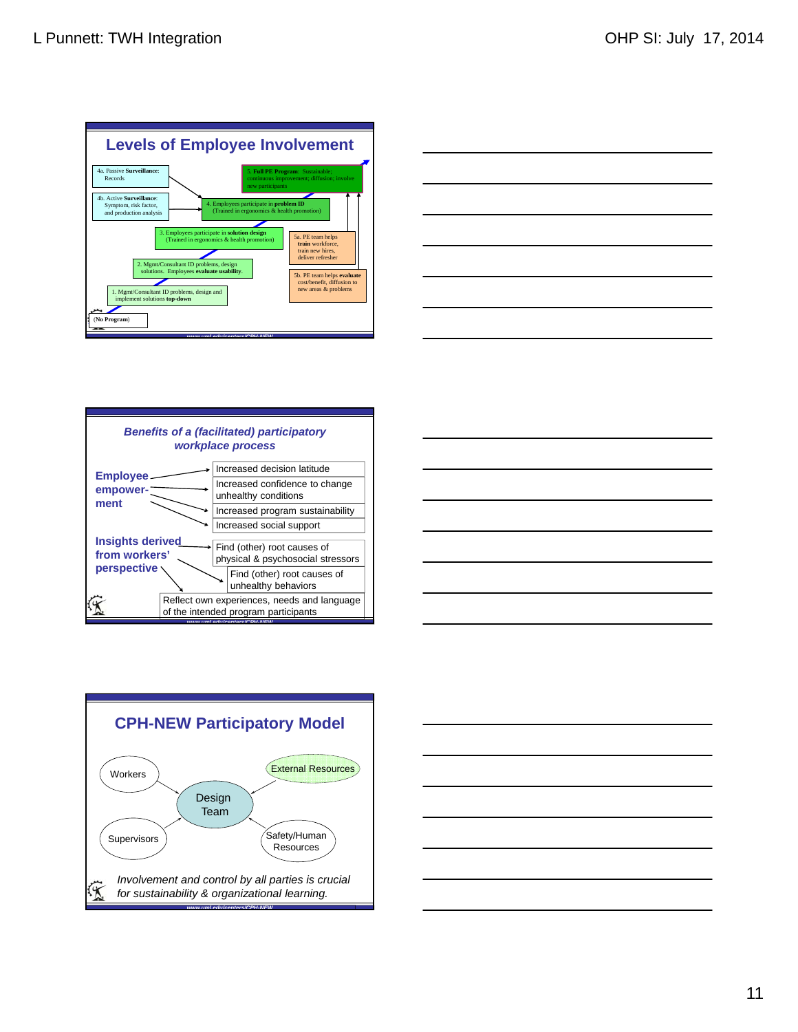## Levels of Employee Involvement

- 4a. Passive **Surveillance**: Records
- 4b. Active **Surveillance**: Symptom, risk factor, and production analysis
- 5. **Full PE Program**: Sustainable; continuous improvement; diffusion; involve new participants
- 4. Employees participate in **problem ID** (Trained in ergonomics & health promotion)
- 3. Employees participate in **solution design** (Trained in ergonomics & health promotion)
- 5a. PE team helps **train** workforce, train new hires, deliver refresher
- 2. Mgmt/Consultant ID problems, design solutions. Employees **evaluate usability**.
- 5b. PE team helps **evaluate** cost/benefit, diffusion to new areas & problems
- 1. Mgmt/Consultant ID problems, design and implement solutions **top-down**
- (No Program)

www.uml.edu/centers/CPH-NEW

## *Benefits of a (facilitated) participatory workplace process*

**Employee empowerment**
- Increased decision latitude
- Increased confidence to change unhealthy conditions
- Increased program sustainability
- Increased social support

**Insights derived from workers' perspective**
- Find (other) root causes of physical & psychosocial stressors
- Find (other) root causes of unhealthy behaviors
- Reflect own experiences, needs and language of the intended program participants

www.uml.edu/centers/CPH-NEW

## CPH-NEW Participatory Model

- Workers
- Supervisors
- External Resources
- Safety/Human Resources
- Design Team

*Involvement and control by all parties is crucial for sustainability & organizational learning.*

www.uml.edu/centers/CPH-NEW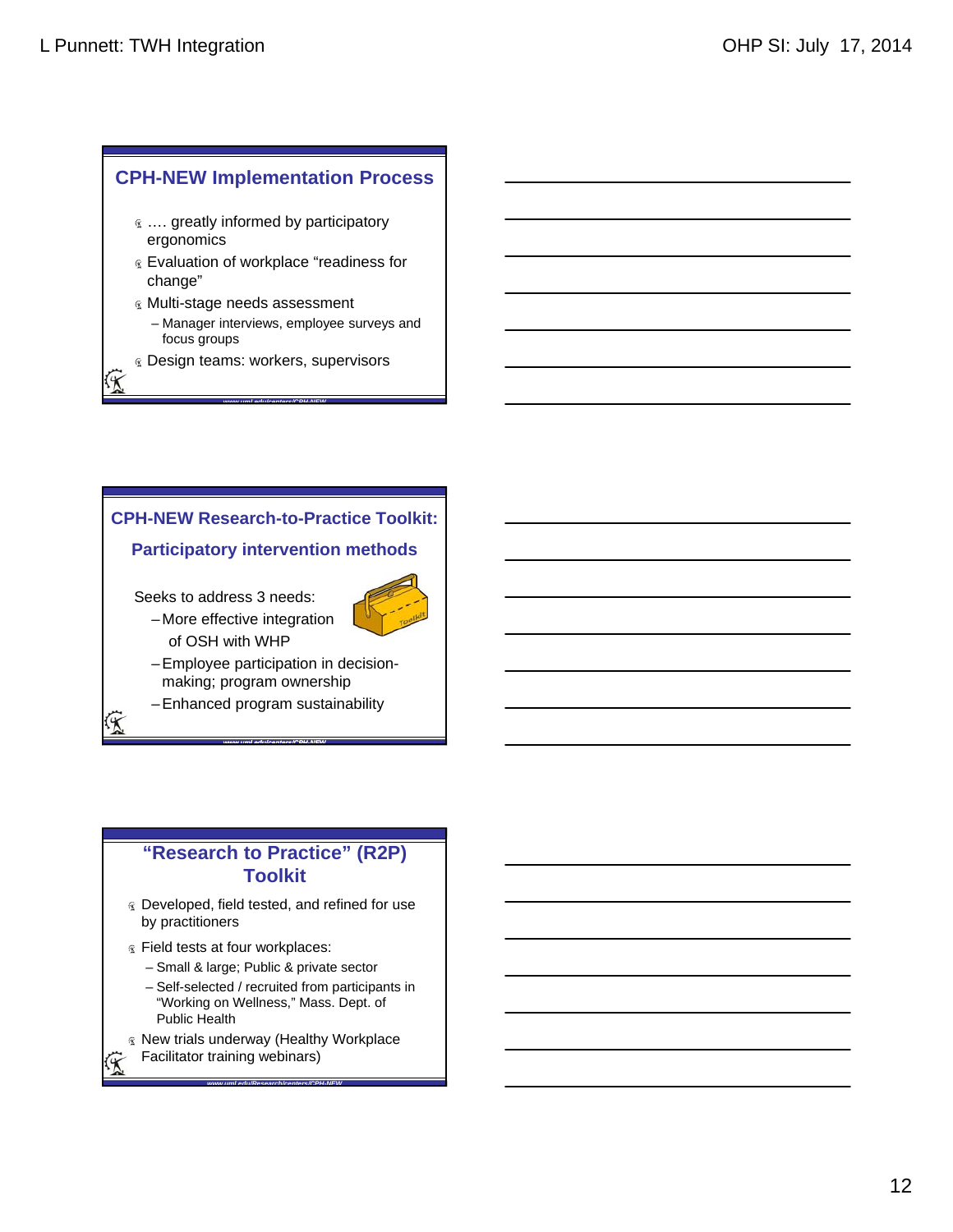## CPH-NEW Implementation Process

- …. greatly informed by participatory ergonomics
- Evaluation of workplace “readiness for change”
- Multi-stage needs assessment
  - Manager interviews, employee surveys and focus groups
- Design teams: workers, supervisors

## CPH-NEW Research-to-Practice Toolkit: Participatory intervention methods

Seeks to address 3 needs:

- More effective integration of OSH with WHP
- Employee participation in decision-making; program ownership
- Enhanced program sustainability

## “Research to Practice” (R2P) Toolkit

- Developed, field tested, and refined for use by practitioners
- Field tests at four workplaces:
  - Small & large; Public & private sector
  - Self-selected / recruited from participants in “Working on Wellness,” Mass. Dept. of Public Health
- New trials underway (Healthy Workplace Facilitator training webinars)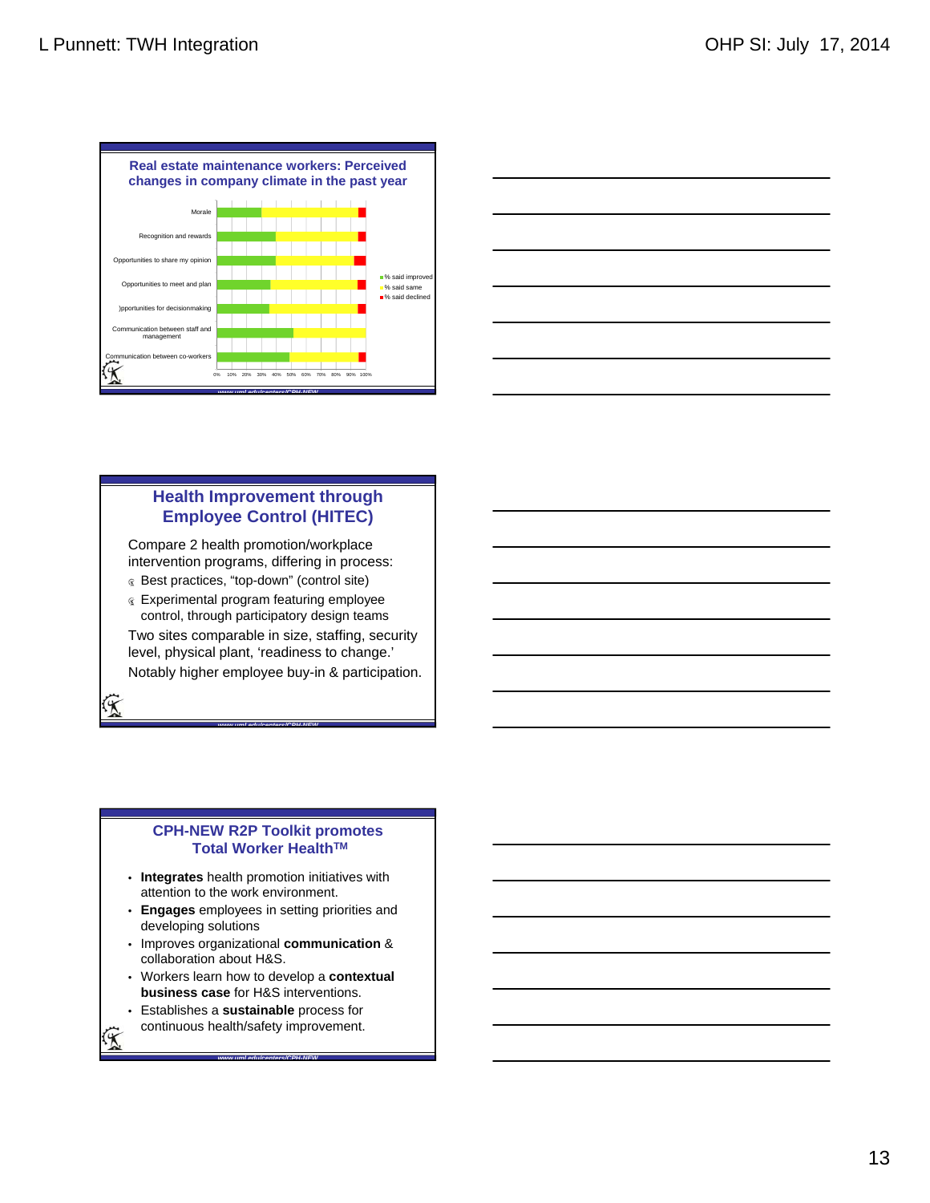## Real estate maintenance workers: Perceived changes in company climate in the past year

- Morale
- Recognition and rewards
- Opportunities to share my opinion
- Opportunities to meet and plan
- )pportunities for decisionmaking
- Communication between staff and management
- Communication between co-workers

0% 10% 20% 30% 40% 50% 60% 70% 80% 90% 100%

■ % said improved
■ % said same
■ % said declined

www.uml.edu/centers/CPH-NEW

## Health Improvement through Employee Control (HITEC)

Compare 2 health promotion/workplace intervention programs, differing in process:

- Best practices, "top-down" (control site)
- Experimental program featuring employee control, through participatory design teams

Two sites comparable in size, staffing, security level, physical plant, 'readiness to change.'

Notably higher employee buy-in & participation.

www.uml.edu/centers/CPH-NEW

## CPH-NEW R2P Toolkit promotes Total Worker Health™

- **Integrates** health promotion initiatives with attention to the work environment.
- **Engages** employees in setting priorities and developing solutions
- Improves organizational **communication** & collaboration about H&S.
- Workers learn how to develop a **contextual business case** for H&S interventions.
- Establishes a **sustainable** process for continuous health/safety improvement.

www.uml.edu/centers/CPH-NEW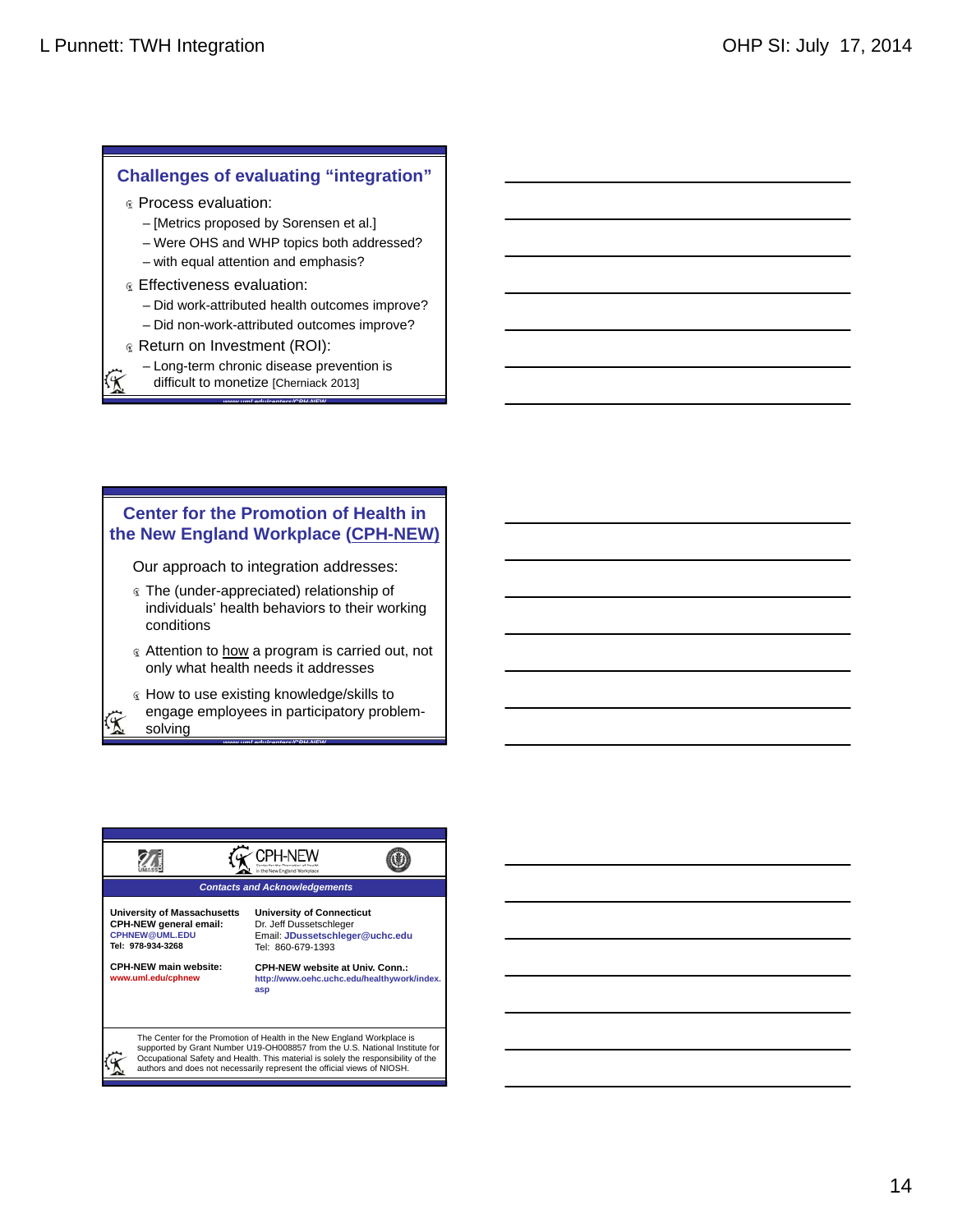## Challenges of evaluating "integration"

- Process evaluation:
  - [Metrics proposed by Sorensen et al.]
  - Were OHS and WHP topics both addressed?
  - with equal attention and emphasis?
- Effectiveness evaluation:
  - Did work-attributed health outcomes improve?
  - Did non-work-attributed outcomes improve?
- Return on Investment (ROI):
  - Long-term chronic disease prevention is difficult to monetize [Cherniack 2013]

## Center for the Promotion of Health in the New England Workplace (CPH-NEW)

Our approach to integration addresses:

- The (under-appreciated) relationship of individuals' health behaviors to their working conditions
- Attention to how a program is carried out, not only what health needs it addresses
- How to use existing knowledge/skills to engage employees in participatory problem-solving

## Contacts and Acknowledgements

**University of Massachusetts**
**CPH-NEW general email:**
CPHNEW@UML.EDU
**Tel: 978-934-3268**

**CPH-NEW main website:**
www.uml.edu/cphnew

**University of Connecticut**
Dr. Jeff Dussetschleger
Email: **JDussetschleger@uchc.edu**
Tel: 860-679-1393

**CPH-NEW website at Univ. Conn.:**
http://www.oehc.uchc.edu/healthywork/index.asp

The Center for the Promotion of Health in the New England Workplace is supported by Grant Number U19-OH008857 from the U.S. National Institute for Occupational Safety and Health. This material is solely the responsibility of the authors and does not necessarily represent the official views of NIOSH.